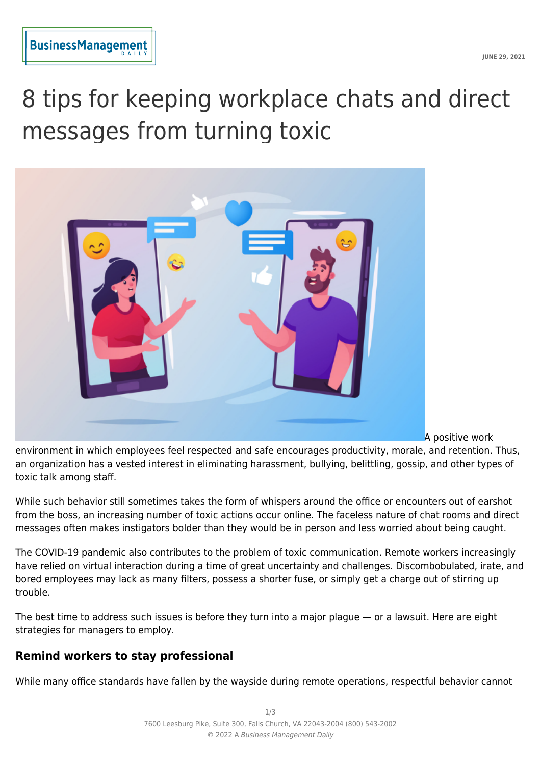# 8 tips for keeping workplace chats and direct messages from turning toxic

A positive work environment in which employees feel respected and safe encourages productivity, morale, and retention. Thus, an organization has a vested interest in eliminating harassment, bullying, belittling, gossip, and other types of toxic talk among staff.

While such behavior still sometimes takes the form of whispers around the office or encounters out of earshot from the boss, an increasing number of toxic actions occur online. The faceless nature of chat rooms and direct messages often makes instigators bolder than they would be in person and less worried about being caught.

The COVID-19 pandemic also contributes to the problem of toxic communication. Remote workers increasingly have relied on virtual interaction during a time of great uncertainty and challenges. Discombobulated, irate, and bored employees may lack as many filters, possess a shorter fuse, or simply get a charge out of stirring up trouble.

The best time to address such issues is before they turn into a major plague — or a lawsuit. Here are eight strategies for managers to employ.

## Remind workers to stay professional

While many office standards have fallen by the wayside during remote operations, respectful behavior cannot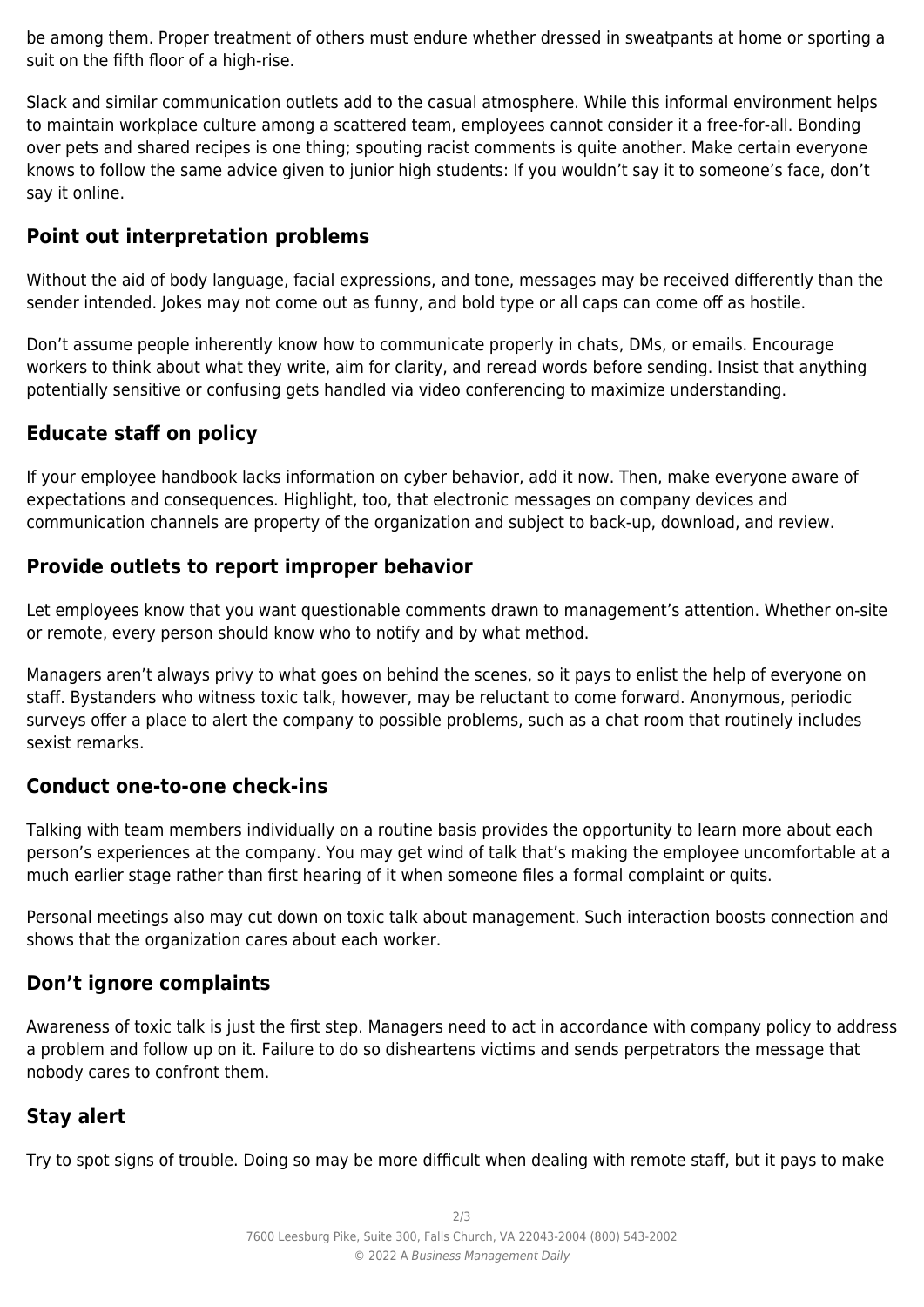be among them. Proper treatment of others must endure whether dressed in sweatpants at home or sporting a suit on the fifth floor of a high-rise.

Slack and similar communication outlets add to the casual atmosphere. While this informal environment helps to maintain workplace culture among a scattered team, employees cannot consider it a free-for-all. Bonding over pets and shared recipes is one thing; spouting racist comments is quite another. Make certain everyone knows to follow the same advice given to junior high students: If you wouldn't say it to someone's face, don't say it online.

## Point out interpretation problems

Without the aid of body language, facial expressions, and tone, messages may be received differently than the sender intended. Jokes may not come out as funny, and bold type or all caps can come off as hostile.

Don't assume people inherently know how to communicate properly in chats, DMs, or emails. Encourage workers to think about what they write, aim for clarity, and reread words before sending. Insist that anything potentially sensitive or confusing gets handled via video conferencing to maximize understanding.

## Educate staff on policy

If your employee handbook lacks information on cyber behavior, add it now. Then, make everyone aware of expectations and consequences. Highlight, too, that electronic messages on company devices and communication channels are property of the organization and subject to back-up, download, and review.

## Provide outlets to report improper behavior

Let employees know that you want questionable comments drawn to management's attention. Whether on-site or remote, every person should know who to notify and by what method.

Managers aren't always privy to what goes on behind the scenes, so it pays to enlist the help of everyone on staff. Bystanders who witness toxic talk, however, may be reluctant to come forward. Anonymous, periodic surveys offer a place to alert the company to possible problems, such as a chat room that routinely includes sexist remarks.

## Conduct one-to-one check-ins

Talking with team members individually on a routine basis provides the opportunity to learn more about each person's experiences at the company. You may get wind of talk that's making the employee uncomfortable at a much earlier stage rather than first hearing of it when someone files a formal complaint or quits.

Personal meetings also may cut down on toxic talk about management. Such interaction boosts connection and shows that the organization cares about each worker.

## Don't ignore complaints

Awareness of toxic talk is just the first step. Managers need to act in accordance with company policy to address a problem and follow up on it. Failure to do so disheartens victims and sends perpetrators the message that nobody cares to confront them.

## Stay alert

Try to spot signs of trouble. Doing so may be more difficult when dealing with remote staff, but it pays to make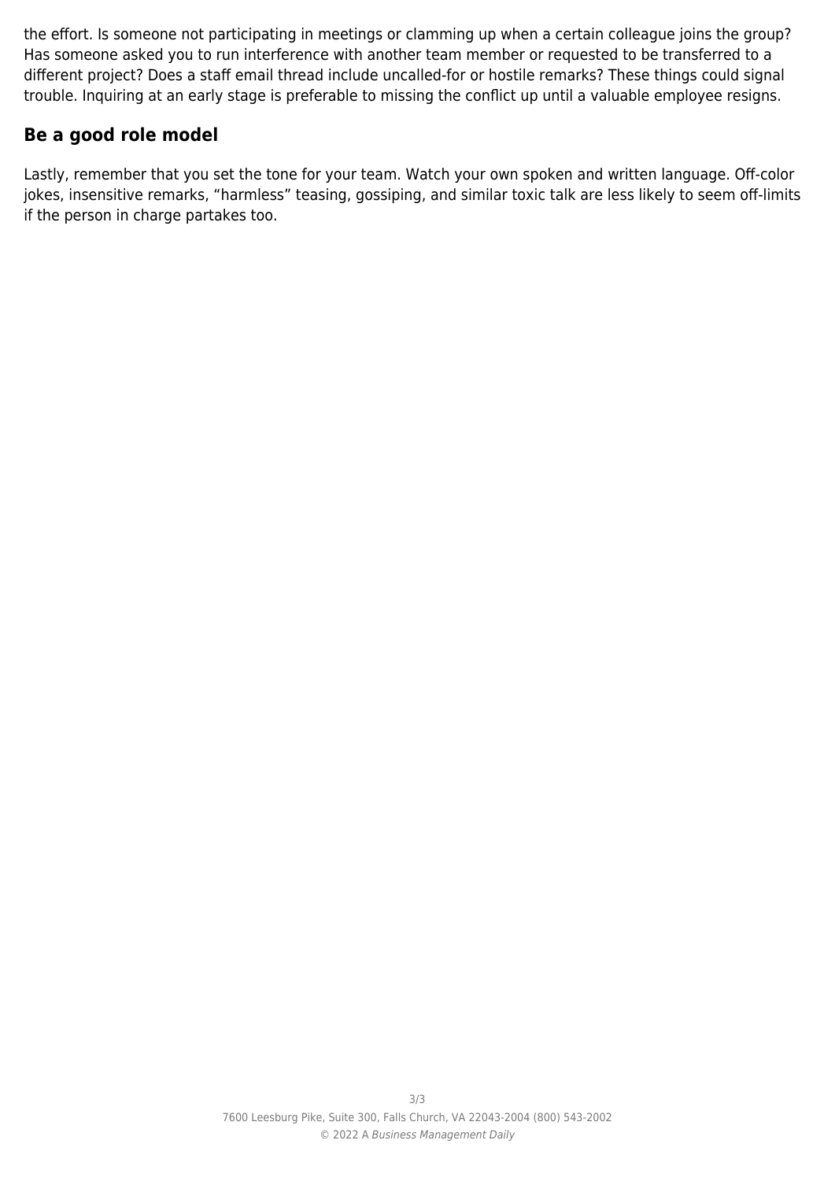the effort. Is someone not participating in meetings or clamming up when a certain colleague joins the group? Has someone asked you to run interference with another team member or requested to be transferred to a different project? Does a staff email thread include uncalled-for or hostile remarks? These things could signal trouble. Inquiring at an early stage is preferable to missing the conflict up until a valuable employee resigns.

## Be a good role model

Lastly, remember that you set the tone for your team. Watch your own spoken and written language. Off-color jokes, insensitive remarks, "harmless" teasing, gossiping, and similar toxic talk are less likely to seem off-limits if the person in charge partakes too.